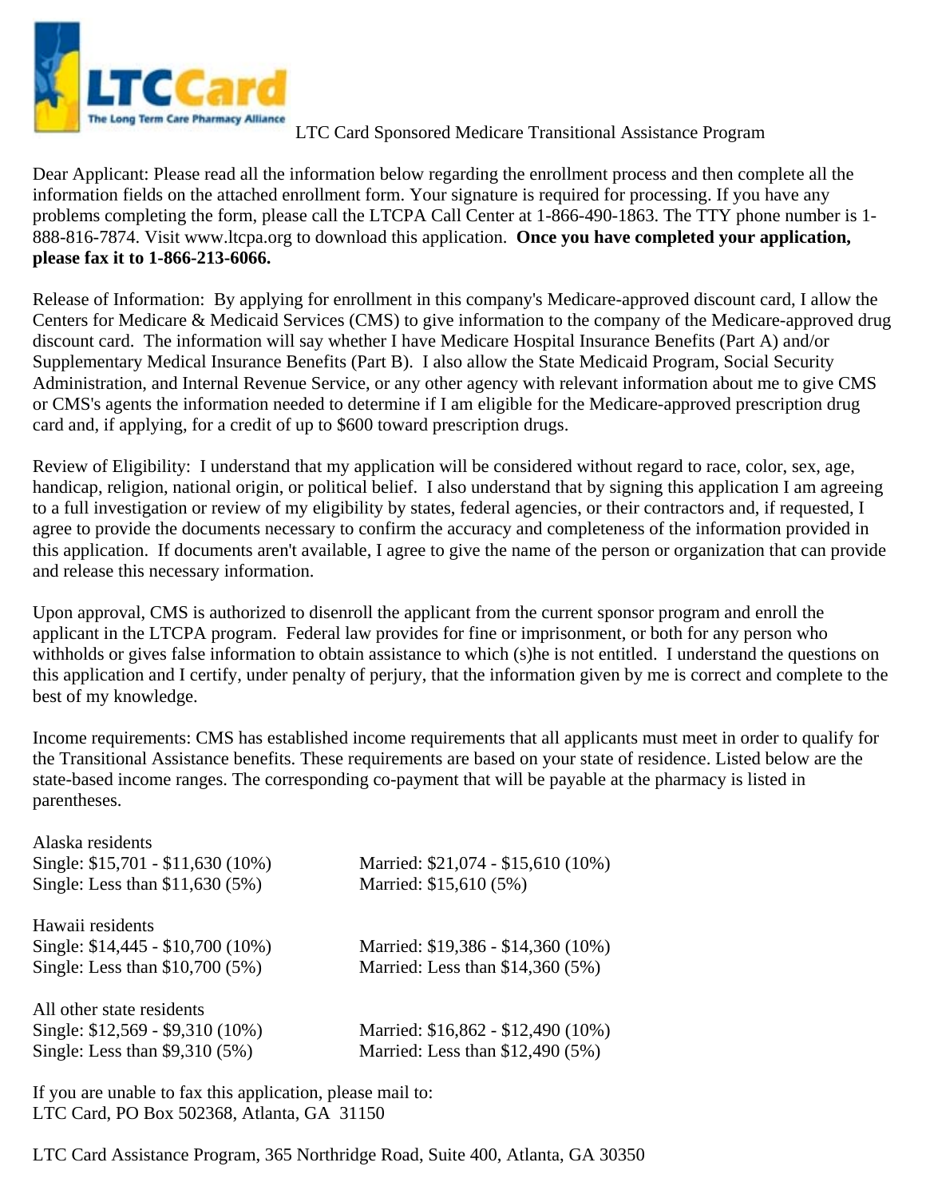LTC Card
The Long Term Care Pharmacy Alliance

LTC Card Sponsored Medicare Transitional Assistance Program

Dear Applicant: Please read all the information below regarding the enrollment process and then complete all the information fields on the attached enrollment form. Your signature is required for processing. If you have any problems completing the form, please call the LTCPA Call Center at 1-866-490-1863. The TTY phone number is 1-888-816-7874. Visit www.ltcpa.org to download this application. **Once you have completed your application, please fax it to 1-866-213-6066.**

Release of Information: By applying for enrollment in this company's Medicare-approved discount card, I allow the Centers for Medicare & Medicaid Services (CMS) to give information to the company of the Medicare-approved drug discount card. The information will say whether I have Medicare Hospital Insurance Benefits (Part A) and/or Supplementary Medical Insurance Benefits (Part B). I also allow the State Medicaid Program, Social Security Administration, and Internal Revenue Service, or any other agency with relevant information about me to give CMS or CMS's agents the information needed to determine if I am eligible for the Medicare-approved prescription drug card and, if applying, for a credit of up to $600 toward prescription drugs.

Review of Eligibility: I understand that my application will be considered without regard to race, color, sex, age, handicap, religion, national origin, or political belief. I also understand that by signing this application I am agreeing to a full investigation or review of my eligibility by states, federal agencies, or their contractors and, if requested, I agree to provide the documents necessary to confirm the accuracy and completeness of the information provided in this application. If documents aren't available, I agree to give the name of the person or organization that can provide and release this necessary information.

Upon approval, CMS is authorized to disenroll the applicant from the current sponsor program and enroll the applicant in the LTCPA program. Federal law provides for fine or imprisonment, or both for any person who withholds or gives false information to obtain assistance to which (s)he is not entitled. I understand the questions on this application and I certify, under penalty of perjury, that the information given by me is correct and complete to the best of my knowledge.

Income requirements: CMS has established income requirements that all applicants must meet in order to qualify for the Transitional Assistance benefits. These requirements are based on your state of residence. Listed below are the state-based income ranges. The corresponding co-payment that will be payable at the pharmacy is listed in parentheses.

Alaska residents

| | |
|---|---|
| Single: $15,701 - $11,630 (10%) | Married: $21,074 - $15,610 (10%) |
| Single: Less than $11,630 (5%) | Married: $15,610 (5%) |

Hawaii residents

| | |
|---|---|
| Single: $14,445 - $10,700 (10%) | Married: $19,386 - $14,360 (10%) |
| Single: Less than $10,700 (5%) | Married: Less than $14,360 (5%) |

All other state residents

| | |
|---|---|
| Single: $12,569 - $9,310 (10%) | Married: $16,862 - $12,490 (10%) |
| Single: Less than $9,310 (5%) | Married: Less than $12,490 (5%) |

If you are unable to fax this application, please mail to:
LTC Card, PO Box 502368, Atlanta, GA 31150

LTC Card Assistance Program, 365 Northridge Road, Suite 400, Atlanta, GA 30350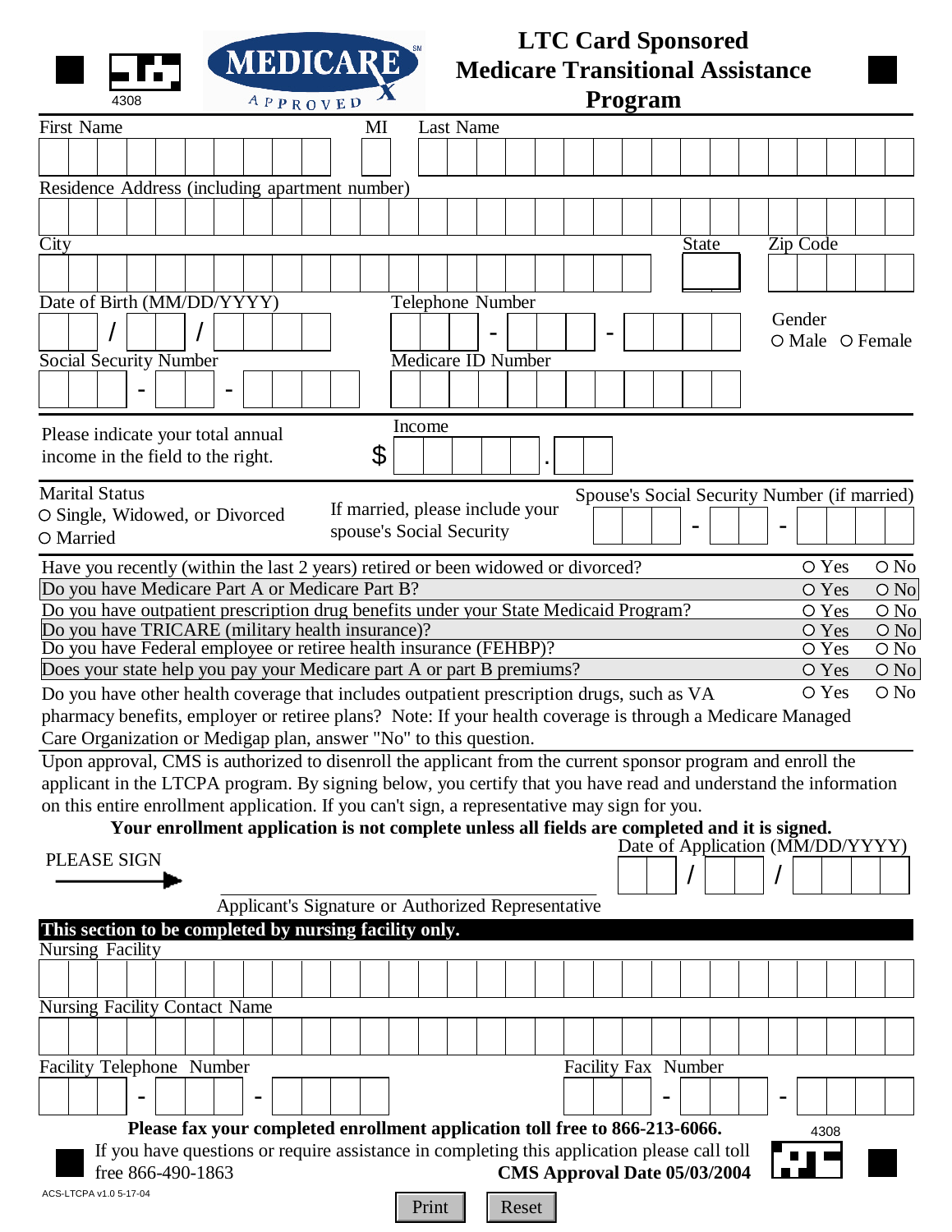4308

MEDICARE APPROVED

# LTC Card Sponsored Medicare Transitional Assistance Program

First Name | MI | Last Name

Residence Address (including apartment number)

City | State | Zip Code

Date of Birth (MM/DD/YYYY) ___ / ___ / ___

Telephone Number ___ - ___ - ___

Gender ○ Male ○ Female

Social Security Number ___ - ___ - ___

Medicare ID Number

Please indicate your total annual income in the field to the right.

Income $ ___ . ___

Marital Status
○ Single, Widowed, or Divorced
○ Married

If married, please include your spouse's Social Security

Spouse's Social Security Number (if married) ___ - ___ - ___

| | | |
|---|---|---|
| Have you recently (within the last 2 years) retired or been widowed or divorced? | ○ Yes | ○ No |
| Do you have Medicare Part A or Medicare Part B? | ○ Yes | ○ No |
| Do you have outpatient prescription drug benefits under your State Medicaid Program? | ○ Yes | ○ No |
| Do you have TRICARE (military health insurance)? | ○ Yes | ○ No |
| Do you have Federal employee or retiree health insurance (FEHBP)? | ○ Yes | ○ No |
| Does your state help you pay your Medicare part A or part B premiums? | ○ Yes | ○ No |
| Do you have other health coverage that includes outpatient prescription drugs, such as VA pharmacy benefits, employer or retiree plans? Note: If your health coverage is through a Medicare Managed Care Organization or Medigap plan, answer "No" to this question. | ○ Yes | ○ No |

Upon approval, CMS is authorized to disenroll the applicant from the current sponsor program and enroll the applicant in the LTCPA program. By signing below, you certify that you have read and understand the information on this entire enrollment application. If you can't sign, a representative may sign for you.

**Your enrollment application is not complete unless all fields are completed and it is signed.**

PLEASE SIGN

_______________________________
Applicant's Signature or Authorized Representative

Date of Application (MM/DD/YYYY) ___ / ___ / ___

**This section to be completed by nursing facility only.**

Nursing Facility

Nursing Facility Contact Name

Facility Telephone Number ___ - ___ - ___

Facility Fax Number ___ - ___ - ___

**Please fax your completed enrollment application toll free to 866-213-6066.**

If you have questions or require assistance in completing this application please call toll free 866-490-1863

**CMS Approval Date 05/03/2004**

4308

ACS-LTCPA v1.0 5-17-04

Print | Reset